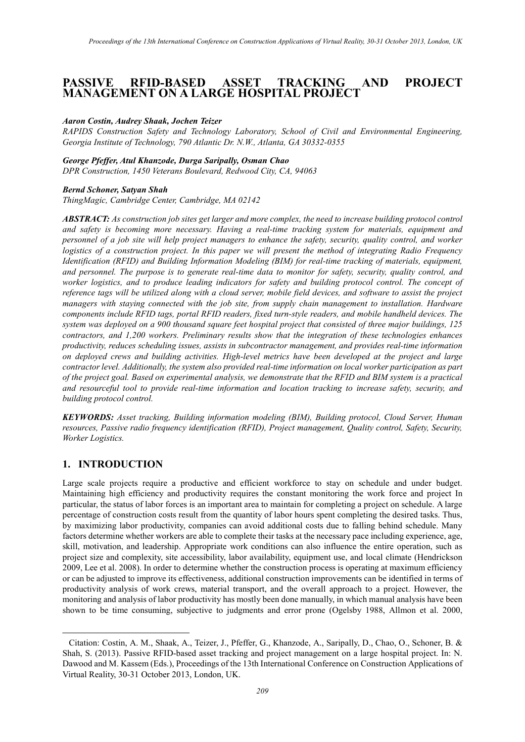# PASSIVE RFID-BASED ASSET TRACKING AND PROJECT MANAGEMENT ON A LARGE HOSPITAL PROJECT

***Aaron Costin, Audrey Shaak, Jochen Teizer***
*RAPIDS Construction Safety and Technology Laboratory, School of Civil and Environmental Engineering, Georgia Institute of Technology, 790 Atlantic Dr. N.W., Atlanta, GA 30332-0355*

***George Pfeffer, Atul Khanzode, Durga Saripally, Osman Chao***
*DPR Construction, 1450 Veterans Boulevard, Redwood City, CA, 94063*

***Bernd Schoner, Satyan Shah***
*ThingMagic, Cambridge Center, Cambridge, MA 02142*

***ABSTRACT:*** *As construction job sites get larger and more complex, the need to increase building protocol control and safety is becoming more necessary. Having a real-time tracking system for materials, equipment and personnel of a job site will help project managers to enhance the safety, security, quality control, and worker logistics of a construction project. In this paper we will present the method of integrating Radio Frequency Identification (RFID) and Building Information Modeling (BIM) for real-time tracking of materials, equipment, and personnel. The purpose is to generate real-time data to monitor for safety, security, quality control, and worker logistics, and to produce leading indicators for safety and building protocol control. The concept of reference tags will be utilized along with a cloud server, mobile field devices, and software to assist the project managers with staying connected with the job site, from supply chain management to installation. Hardware components include RFID tags, portal RFID readers, fixed turn-style readers, and mobile handheld devices. The system was deployed on a 900 thousand square feet hospital project that consisted of three major buildings, 125 contractors, and 1,200 workers. Preliminary results show that the integration of these technologies enhances productivity, reduces scheduling issues, assists in subcontractor management, and provides real-time information on deployed crews and building activities. High-level metrics have been developed at the project and large contractor level. Additionally, the system also provided real-time information on local worker participation as part of the project goal. Based on experimental analysis, we demonstrate that the RFID and BIM system is a practical and resourceful tool to provide real-time information and location tracking to increase safety, security, and building protocol control.*

***KEYWORDS:*** *Asset tracking, Building information modeling (BIM), Building protocol, Cloud Server, Human resources, Passive radio frequency identification (RFID), Project management, Quality control, Safety, Security, Worker Logistics.*

## 1. INTRODUCTION

Large scale projects require a productive and efficient workforce to stay on schedule and under budget. Maintaining high efficiency and productivity requires the constant monitoring the work force and project In particular, the status of labor forces is an important area to maintain for completing a project on schedule. A large percentage of construction costs result from the quantity of labor hours spent completing the desired tasks. Thus, by maximizing labor productivity, companies can avoid additional costs due to falling behind schedule. Many factors determine whether workers are able to complete their tasks at the necessary pace including experience, age, skill, motivation, and leadership. Appropriate work conditions can also influence the entire operation, such as project size and complexity, site accessibility, labor availability, equipment use, and local climate (Hendrickson 2009, Lee et al. 2008). In order to determine whether the construction process is operating at maximum efficiency or can be adjusted to improve its effectiveness, additional construction improvements can be identified in terms of productivity analysis of work crews, material transport, and the overall approach to a project. However, the monitoring and analysis of labor productivity has mostly been done manually, in which manual analysis have been shown to be time consuming, subjective to judgments and error prone (Ogelsby 1988, Allmon et al. 2000,

Citation: Costin, A. M., Shaak, A., Teizer, J., Pfeffer, G., Khanzode, A., Saripally, D., Chao, O., Schoner, B. & Shah, S. (2013). Passive RFID-based asset tracking and project management on a large hospital project. In: N. Dawood and M. Kassem (Eds.), Proceedings of the 13th International Conference on Construction Applications of Virtual Reality, 30-31 October 2013, London, UK.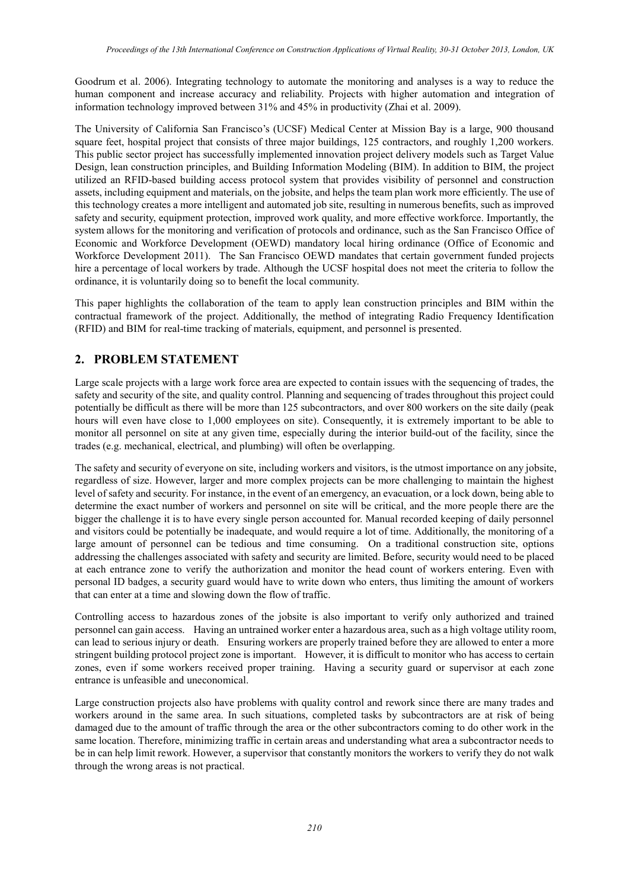Goodrum et al. 2006). Integrating technology to automate the monitoring and analyses is a way to reduce the human component and increase accuracy and reliability. Projects with higher automation and integration of information technology improved between 31% and 45% in productivity (Zhai et al. 2009).

The University of California San Francisco's (UCSF) Medical Center at Mission Bay is a large, 900 thousand square feet, hospital project that consists of three major buildings, 125 contractors, and roughly 1,200 workers. This public sector project has successfully implemented innovation project delivery models such as Target Value Design, lean construction principles, and Building Information Modeling (BIM). In addition to BIM, the project utilized an RFID-based building access protocol system that provides visibility of personnel and construction assets, including equipment and materials, on the jobsite, and helps the team plan work more efficiently. The use of this technology creates a more intelligent and automated job site, resulting in numerous benefits, such as improved safety and security, equipment protection, improved work quality, and more effective workforce. Importantly, the system allows for the monitoring and verification of protocols and ordinance, such as the San Francisco Office of Economic and Workforce Development (OEWD) mandatory local hiring ordinance (Office of Economic and Workforce Development 2011). The San Francisco OEWD mandates that certain government funded projects hire a percentage of local workers by trade. Although the UCSF hospital does not meet the criteria to follow the ordinance, it is voluntarily doing so to benefit the local community.

This paper highlights the collaboration of the team to apply lean construction principles and BIM within the contractual framework of the project. Additionally, the method of integrating Radio Frequency Identification (RFID) and BIM for real-time tracking of materials, equipment, and personnel is presented.

## 2. PROBLEM STATEMENT

Large scale projects with a large work force area are expected to contain issues with the sequencing of trades, the safety and security of the site, and quality control. Planning and sequencing of trades throughout this project could potentially be difficult as there will be more than 125 subcontractors, and over 800 workers on the site daily (peak hours will even have close to 1,000 employees on site). Consequently, it is extremely important to be able to monitor all personnel on site at any given time, especially during the interior build-out of the facility, since the trades (e.g. mechanical, electrical, and plumbing) will often be overlapping.

The safety and security of everyone on site, including workers and visitors, is the utmost importance on any jobsite, regardless of size. However, larger and more complex projects can be more challenging to maintain the highest level of safety and security. For instance, in the event of an emergency, an evacuation, or a lock down, being able to determine the exact number of workers and personnel on site will be critical, and the more people there are the bigger the challenge it is to have every single person accounted for. Manual recorded keeping of daily personnel and visitors could be potentially be inadequate, and would require a lot of time. Additionally, the monitoring of a large amount of personnel can be tedious and time consuming. On a traditional construction site, options addressing the challenges associated with safety and security are limited. Before, security would need to be placed at each entrance zone to verify the authorization and monitor the head count of workers entering. Even with personal ID badges, a security guard would have to write down who enters, thus limiting the amount of workers that can enter at a time and slowing down the flow of traffic.

Controlling access to hazardous zones of the jobsite is also important to verify only authorized and trained personnel can gain access. Having an untrained worker enter a hazardous area, such as a high voltage utility room, can lead to serious injury or death. Ensuring workers are properly trained before they are allowed to enter a more stringent building protocol project zone is important. However, it is difficult to monitor who has access to certain zones, even if some workers received proper training. Having a security guard or supervisor at each zone entrance is unfeasible and uneconomical.

Large construction projects also have problems with quality control and rework since there are many trades and workers around in the same area. In such situations, completed tasks by subcontractors are at risk of being damaged due to the amount of traffic through the area or the other subcontractors coming to do other work in the same location. Therefore, minimizing traffic in certain areas and understanding what area a subcontractor needs to be in can help limit rework. However, a supervisor that constantly monitors the workers to verify they do not walk through the wrong areas is not practical.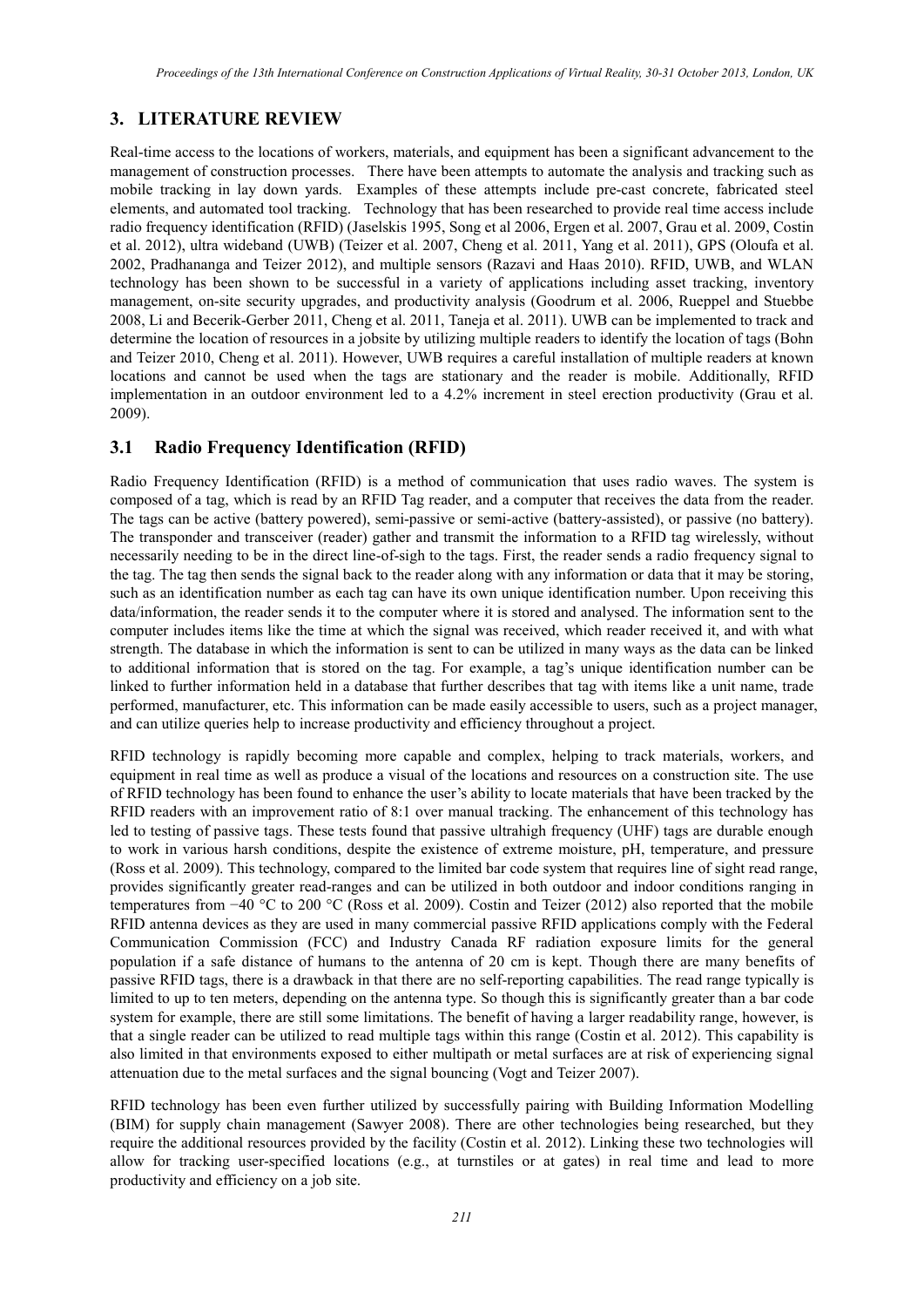## 3. LITERATURE REVIEW

Real-time access to the locations of workers, materials, and equipment has been a significant advancement to the management of construction processes. There have been attempts to automate the analysis and tracking such as mobile tracking in lay down yards. Examples of these attempts include pre-cast concrete, fabricated steel elements, and automated tool tracking. Technology that has been researched to provide real time access include radio frequency identification (RFID) (Jaselskis 1995, Song et al 2006, Ergen et al. 2007, Grau et al. 2009, Costin et al. 2012), ultra wideband (UWB) (Teizer et al. 2007, Cheng et al. 2011, Yang et al. 2011), GPS (Oloufa et al. 2002, Pradhananga and Teizer 2012), and multiple sensors (Razavi and Haas 2010). RFID, UWB, and WLAN technology has been shown to be successful in a variety of applications including asset tracking, inventory management, on-site security upgrades, and productivity analysis (Goodrum et al. 2006, Rueppel and Stuebbe 2008, Li and Becerik-Gerber 2011, Cheng et al. 2011, Taneja et al. 2011). UWB can be implemented to track and determine the location of resources in a jobsite by utilizing multiple readers to identify the location of tags (Bohn and Teizer 2010, Cheng et al. 2011). However, UWB requires a careful installation of multiple readers at known locations and cannot be used when the tags are stationary and the reader is mobile. Additionally, RFID implementation in an outdoor environment led to a 4.2% increment in steel erection productivity (Grau et al. 2009).

### 3.1 Radio Frequency Identification (RFID)

Radio Frequency Identification (RFID) is a method of communication that uses radio waves. The system is composed of a tag, which is read by an RFID Tag reader, and a computer that receives the data from the reader. The tags can be active (battery powered), semi-passive or semi-active (battery-assisted), or passive (no battery). The transponder and transceiver (reader) gather and transmit the information to a RFID tag wirelessly, without necessarily needing to be in the direct line-of-sigh to the tags. First, the reader sends a radio frequency signal to the tag. The tag then sends the signal back to the reader along with any information or data that it may be storing, such as an identification number as each tag can have its own unique identification number. Upon receiving this data/information, the reader sends it to the computer where it is stored and analysed. The information sent to the computer includes items like the time at which the signal was received, which reader received it, and with what strength. The database in which the information is sent to can be utilized in many ways as the data can be linked to additional information that is stored on the tag. For example, a tag's unique identification number can be linked to further information held in a database that further describes that tag with items like a unit name, trade performed, manufacturer, etc. This information can be made easily accessible to users, such as a project manager, and can utilize queries help to increase productivity and efficiency throughout a project.

RFID technology is rapidly becoming more capable and complex, helping to track materials, workers, and equipment in real time as well as produce a visual of the locations and resources on a construction site. The use of RFID technology has been found to enhance the user's ability to locate materials that have been tracked by the RFID readers with an improvement ratio of 8:1 over manual tracking. The enhancement of this technology has led to testing of passive tags. These tests found that passive ultrahigh frequency (UHF) tags are durable enough to work in various harsh conditions, despite the existence of extreme moisture, pH, temperature, and pressure (Ross et al. 2009). This technology, compared to the limited bar code system that requires line of sight read range, provides significantly greater read-ranges and can be utilized in both outdoor and indoor conditions ranging in temperatures from −40 °C to 200 °C (Ross et al. 2009). Costin and Teizer (2012) also reported that the mobile RFID antenna devices as they are used in many commercial passive RFID applications comply with the Federal Communication Commission (FCC) and Industry Canada RF radiation exposure limits for the general population if a safe distance of humans to the antenna of 20 cm is kept. Though there are many benefits of passive RFID tags, there is a drawback in that there are no self-reporting capabilities. The read range typically is limited to up to ten meters, depending on the antenna type. So though this is significantly greater than a bar code system for example, there are still some limitations. The benefit of having a larger readability range, however, is that a single reader can be utilized to read multiple tags within this range (Costin et al. 2012). This capability is also limited in that environments exposed to either multipath or metal surfaces are at risk of experiencing signal attenuation due to the metal surfaces and the signal bouncing (Vogt and Teizer 2007).

RFID technology has been even further utilized by successfully pairing with Building Information Modelling (BIM) for supply chain management (Sawyer 2008). There are other technologies being researched, but they require the additional resources provided by the facility (Costin et al. 2012). Linking these two technologies will allow for tracking user-specified locations (e.g., at turnstiles or at gates) in real time and lead to more productivity and efficiency on a job site.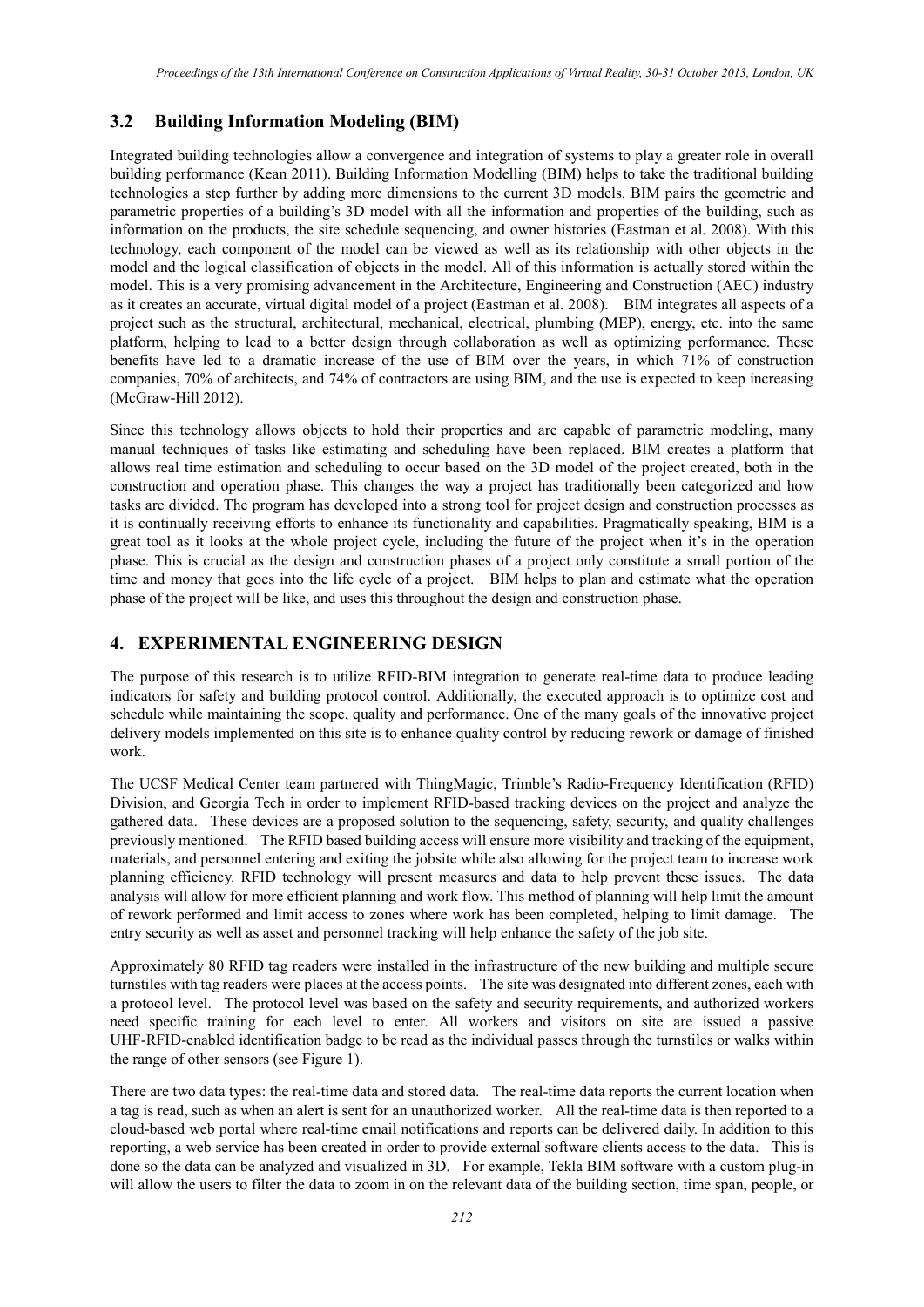## 3.2 Building Information Modeling (BIM)

Integrated building technologies allow a convergence and integration of systems to play a greater role in overall building performance (Kean 2011). Building Information Modelling (BIM) helps to take the traditional building technologies a step further by adding more dimensions to the current 3D models. BIM pairs the geometric and parametric properties of a building's 3D model with all the information and properties of the building, such as information on the products, the site schedule sequencing, and owner histories (Eastman et al. 2008). With this technology, each component of the model can be viewed as well as its relationship with other objects in the model and the logical classification of objects in the model. All of this information is actually stored within the model. This is a very promising advancement in the Architecture, Engineering and Construction (AEC) industry as it creates an accurate, virtual digital model of a project (Eastman et al. 2008). BIM integrates all aspects of a project such as the structural, architectural, mechanical, electrical, plumbing (MEP), energy, etc. into the same platform, helping to lead to a better design through collaboration as well as optimizing performance. These benefits have led to a dramatic increase of the use of BIM over the years, in which 71% of construction companies, 70% of architects, and 74% of contractors are using BIM, and the use is expected to keep increasing (McGraw-Hill 2012).

Since this technology allows objects to hold their properties and are capable of parametric modeling, many manual techniques of tasks like estimating and scheduling have been replaced. BIM creates a platform that allows real time estimation and scheduling to occur based on the 3D model of the project created, both in the construction and operation phase. This changes the way a project has traditionally been categorized and how tasks are divided. The program has developed into a strong tool for project design and construction processes as it is continually receiving efforts to enhance its functionality and capabilities. Pragmatically speaking, BIM is a great tool as it looks at the whole project cycle, including the future of the project when it's in the operation phase. This is crucial as the design and construction phases of a project only constitute a small portion of the time and money that goes into the life cycle of a project. BIM helps to plan and estimate what the operation phase of the project will be like, and uses this throughout the design and construction phase.

# 4. EXPERIMENTAL ENGINEERING DESIGN

The purpose of this research is to utilize RFID-BIM integration to generate real-time data to produce leading indicators for safety and building protocol control. Additionally, the executed approach is to optimize cost and schedule while maintaining the scope, quality and performance. One of the many goals of the innovative project delivery models implemented on this site is to enhance quality control by reducing rework or damage of finished work.

The UCSF Medical Center team partnered with ThingMagic, Trimble's Radio-Frequency Identification (RFID) Division, and Georgia Tech in order to implement RFID-based tracking devices on the project and analyze the gathered data. These devices are a proposed solution to the sequencing, safety, security, and quality challenges previously mentioned. The RFID based building access will ensure more visibility and tracking of the equipment, materials, and personnel entering and exiting the jobsite while also allowing for the project team to increase work planning efficiency. RFID technology will present measures and data to help prevent these issues. The data analysis will allow for more efficient planning and work flow. This method of planning will help limit the amount of rework performed and limit access to zones where work has been completed, helping to limit damage. The entry security as well as asset and personnel tracking will help enhance the safety of the job site.

Approximately 80 RFID tag readers were installed in the infrastructure of the new building and multiple secure turnstiles with tag readers were places at the access points. The site was designated into different zones, each with a protocol level. The protocol level was based on the safety and security requirements, and authorized workers need specific training for each level to enter. All workers and visitors on site are issued a passive UHF-RFID-enabled identification badge to be read as the individual passes through the turnstiles or walks within the range of other sensors (see Figure 1).

There are two data types: the real-time data and stored data. The real-time data reports the current location when a tag is read, such as when an alert is sent for an unauthorized worker. All the real-time data is then reported to a cloud-based web portal where real-time email notifications and reports can be delivered daily. In addition to this reporting, a web service has been created in order to provide external software clients access to the data. This is done so the data can be analyzed and visualized in 3D. For example, Tekla BIM software with a custom plug-in will allow the users to filter the data to zoom in on the relevant data of the building section, time span, people, or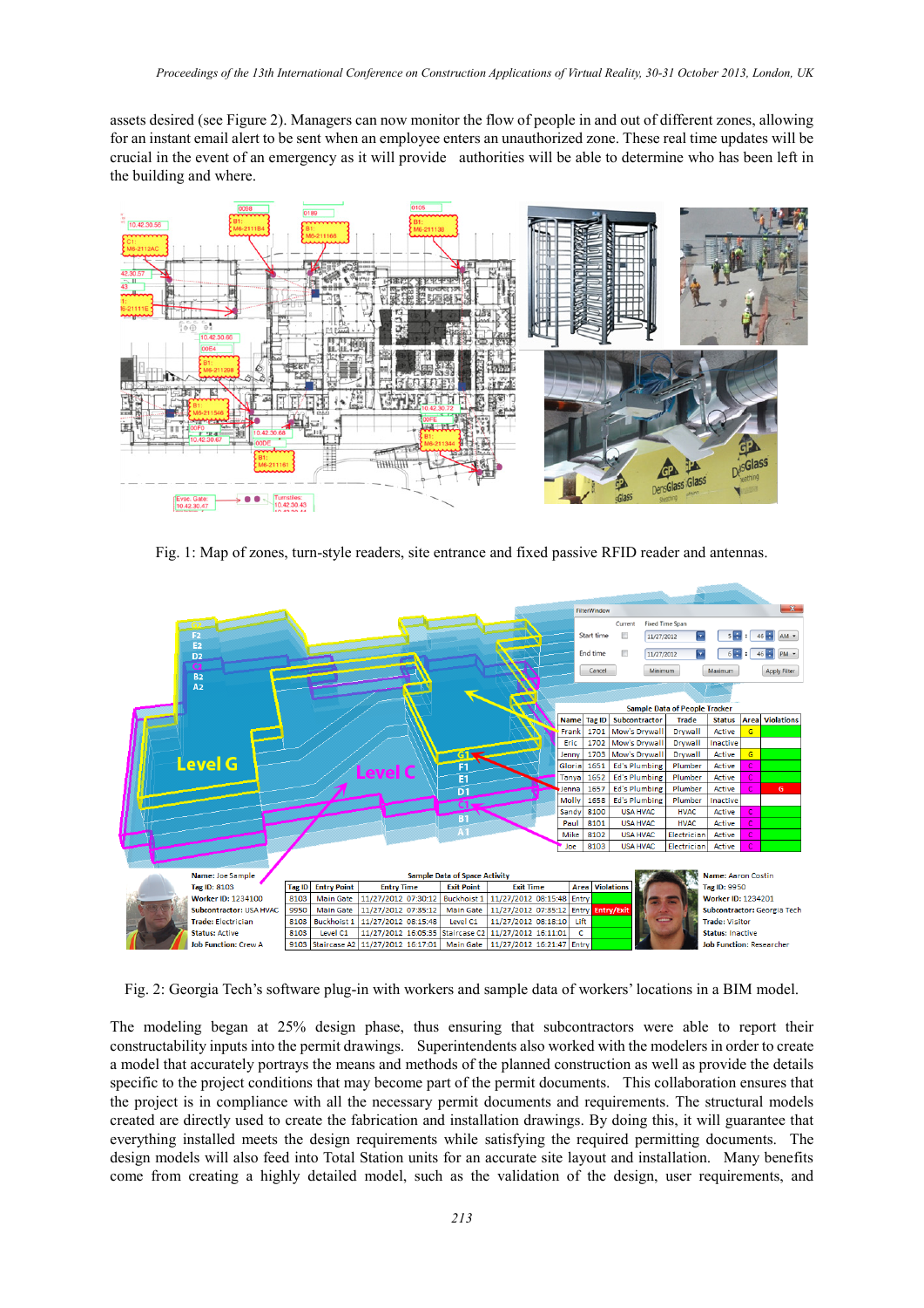assets desired (see Figure 2). Managers can now monitor the flow of people in and out of different zones, allowing for an instant email alert to be sent when an employee enters an unauthorized zone. These real time updates will be crucial in the event of an emergency as it will provide authorities will be able to determine who has been left in the building and where.

Fig. 1: Map of zones, turn-style readers, site entrance and fixed passive RFID reader and antennas.

Fig. 2: Georgia Tech's software plug-in with workers and sample data of workers' locations in a BIM model.

The modeling began at 25% design phase, thus ensuring that subcontractors were able to report their constructability inputs into the permit drawings. Superintendents also worked with the modelers in order to create a model that accurately portrays the means and methods of the planned construction as well as provide the details specific to the project conditions that may become part of the permit documents. This collaboration ensures that the project is in compliance with all the necessary permit documents and requirements. The structural models created are directly used to create the fabrication and installation drawings. By doing this, it will guarantee that everything installed meets the design requirements while satisfying the required permitting documents. The design models will also feed into Total Station units for an accurate site layout and installation. Many benefits come from creating a highly detailed model, such as the validation of the design, user requirements, and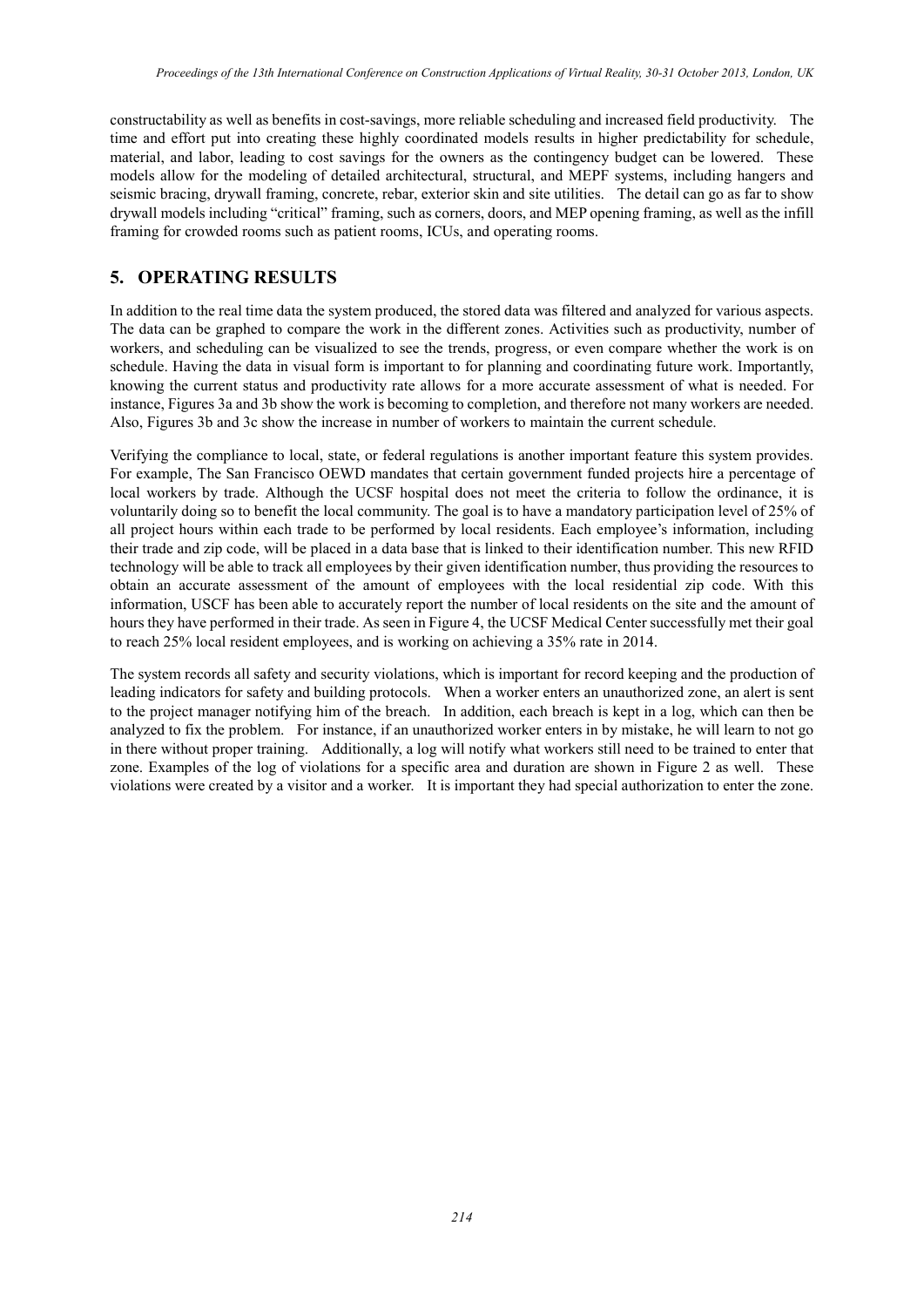constructability as well as benefits in cost-savings, more reliable scheduling and increased field productivity. The time and effort put into creating these highly coordinated models results in higher predictability for schedule, material, and labor, leading to cost savings for the owners as the contingency budget can be lowered. These models allow for the modeling of detailed architectural, structural, and MEPF systems, including hangers and seismic bracing, drywall framing, concrete, rebar, exterior skin and site utilities. The detail can go as far to show drywall models including "critical" framing, such as corners, doors, and MEP opening framing, as well as the infill framing for crowded rooms such as patient rooms, ICUs, and operating rooms.

## 5. OPERATING RESULTS

In addition to the real time data the system produced, the stored data was filtered and analyzed for various aspects. The data can be graphed to compare the work in the different zones. Activities such as productivity, number of workers, and scheduling can be visualized to see the trends, progress, or even compare whether the work is on schedule. Having the data in visual form is important to for planning and coordinating future work. Importantly, knowing the current status and productivity rate allows for a more accurate assessment of what is needed. For instance, Figures 3a and 3b show the work is becoming to completion, and therefore not many workers are needed. Also, Figures 3b and 3c show the increase in number of workers to maintain the current schedule.

Verifying the compliance to local, state, or federal regulations is another important feature this system provides. For example, The San Francisco OEWD mandates that certain government funded projects hire a percentage of local workers by trade. Although the UCSF hospital does not meet the criteria to follow the ordinance, it is voluntarily doing so to benefit the local community. The goal is to have a mandatory participation level of 25% of all project hours within each trade to be performed by local residents. Each employee's information, including their trade and zip code, will be placed in a data base that is linked to their identification number. This new RFID technology will be able to track all employees by their given identification number, thus providing the resources to obtain an accurate assessment of the amount of employees with the local residential zip code. With this information, USCF has been able to accurately report the number of local residents on the site and the amount of hours they have performed in their trade. As seen in Figure 4, the UCSF Medical Center successfully met their goal to reach 25% local resident employees, and is working on achieving a 35% rate in 2014.

The system records all safety and security violations, which is important for record keeping and the production of leading indicators for safety and building protocols. When a worker enters an unauthorized zone, an alert is sent to the project manager notifying him of the breach. In addition, each breach is kept in a log, which can then be analyzed to fix the problem. For instance, if an unauthorized worker enters in by mistake, he will learn to not go in there without proper training. Additionally, a log will notify what workers still need to be trained to enter that zone. Examples of the log of violations for a specific area and duration are shown in Figure 2 as well. These violations were created by a visitor and a worker. It is important they had special authorization to enter the zone.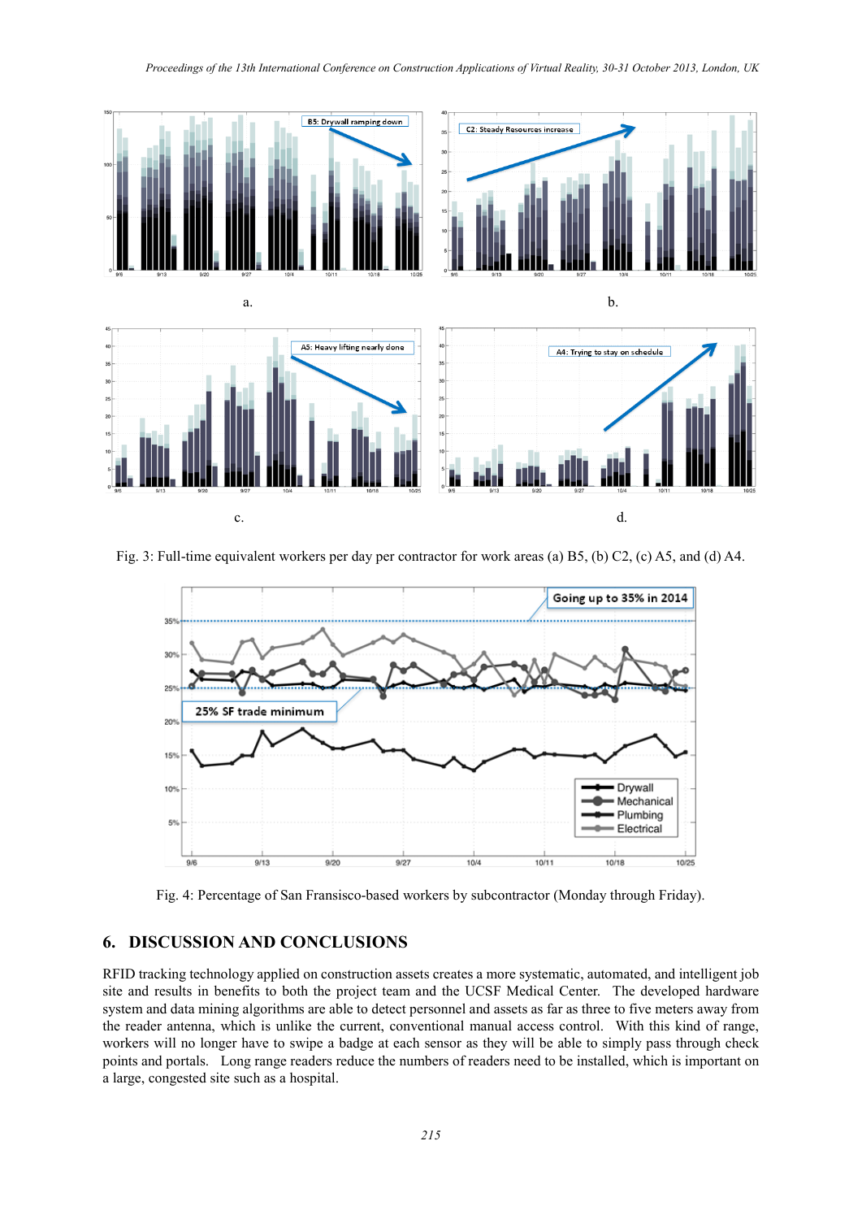Fig. 3: Full-time equivalent workers per day per contractor for work areas (a) B5, (b) C2, (c) A5, and (d) A4.

Fig. 4: Percentage of San Fransisco-based workers by subcontractor (Monday through Friday).

## 6. DISCUSSION AND CONCLUSIONS

RFID tracking technology applied on construction assets creates a more systematic, automated, and intelligent job site and results in benefits to both the project team and the UCSF Medical Center. The developed hardware system and data mining algorithms are able to detect personnel and assets as far as three to five meters away from the reader antenna, which is unlike the current, conventional manual access control. With this kind of range, workers will no longer have to swipe a badge at each sensor as they will be able to simply pass through check points and portals. Long range readers reduce the numbers of readers need to be installed, which is important on a large, congested site such as a hospital.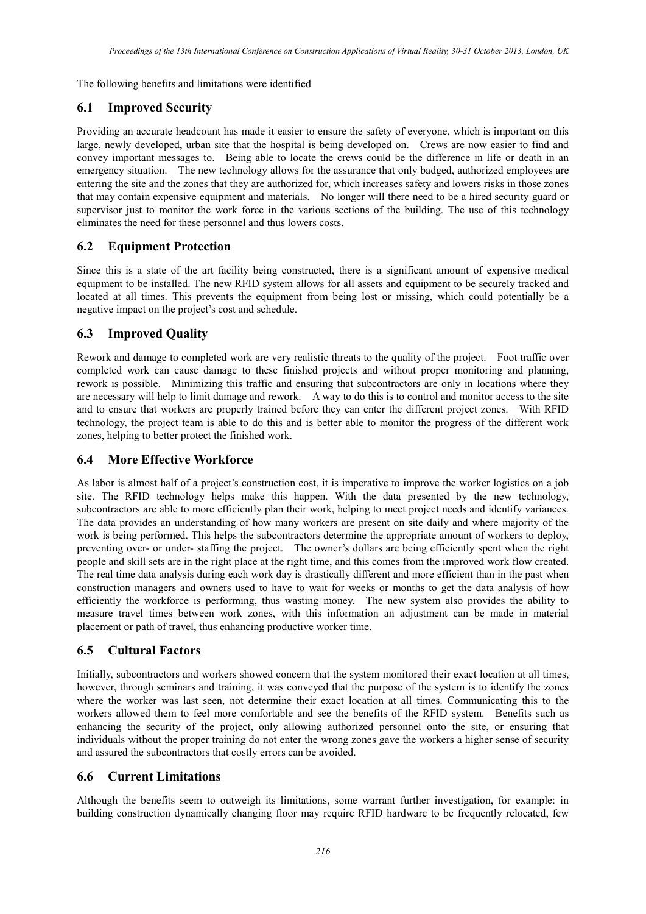The following benefits and limitations were identified

## 6.1 Improved Security

Providing an accurate headcount has made it easier to ensure the safety of everyone, which is important on this large, newly developed, urban site that the hospital is being developed on. Crews are now easier to find and convey important messages to. Being able to locate the crews could be the difference in life or death in an emergency situation. The new technology allows for the assurance that only badged, authorized employees are entering the site and the zones that they are authorized for, which increases safety and lowers risks in those zones that may contain expensive equipment and materials. No longer will there need to be a hired security guard or supervisor just to monitor the work force in the various sections of the building. The use of this technology eliminates the need for these personnel and thus lowers costs.

## 6.2 Equipment Protection

Since this is a state of the art facility being constructed, there is a significant amount of expensive medical equipment to be installed. The new RFID system allows for all assets and equipment to be securely tracked and located at all times. This prevents the equipment from being lost or missing, which could potentially be a negative impact on the project's cost and schedule.

## 6.3 Improved Quality

Rework and damage to completed work are very realistic threats to the quality of the project. Foot traffic over completed work can cause damage to these finished projects and without proper monitoring and planning, rework is possible. Minimizing this traffic and ensuring that subcontractors are only in locations where they are necessary will help to limit damage and rework. A way to do this is to control and monitor access to the site and to ensure that workers are properly trained before they can enter the different project zones. With RFID technology, the project team is able to do this and is better able to monitor the progress of the different work zones, helping to better protect the finished work.

## 6.4 More Effective Workforce

As labor is almost half of a project's construction cost, it is imperative to improve the worker logistics on a job site. The RFID technology helps make this happen. With the data presented by the new technology, subcontractors are able to more efficiently plan their work, helping to meet project needs and identify variances. The data provides an understanding of how many workers are present on site daily and where majority of the work is being performed. This helps the subcontractors determine the appropriate amount of workers to deploy, preventing over- or under- staffing the project. The owner's dollars are being efficiently spent when the right people and skill sets are in the right place at the right time, and this comes from the improved work flow created. The real time data analysis during each work day is drastically different and more efficient than in the past when construction managers and owners used to have to wait for weeks or months to get the data analysis of how efficiently the workforce is performing, thus wasting money. The new system also provides the ability to measure travel times between work zones, with this information an adjustment can be made in material placement or path of travel, thus enhancing productive worker time.

## 6.5 Cultural Factors

Initially, subcontractors and workers showed concern that the system monitored their exact location at all times, however, through seminars and training, it was conveyed that the purpose of the system is to identify the zones where the worker was last seen, not determine their exact location at all times. Communicating this to the workers allowed them to feel more comfortable and see the benefits of the RFID system. Benefits such as enhancing the security of the project, only allowing authorized personnel onto the site, or ensuring that individuals without the proper training do not enter the wrong zones gave the workers a higher sense of security and assured the subcontractors that costly errors can be avoided.

## 6.6 Current Limitations

Although the benefits seem to outweigh its limitations, some warrant further investigation, for example: in building construction dynamically changing floor may require RFID hardware to be frequently relocated, few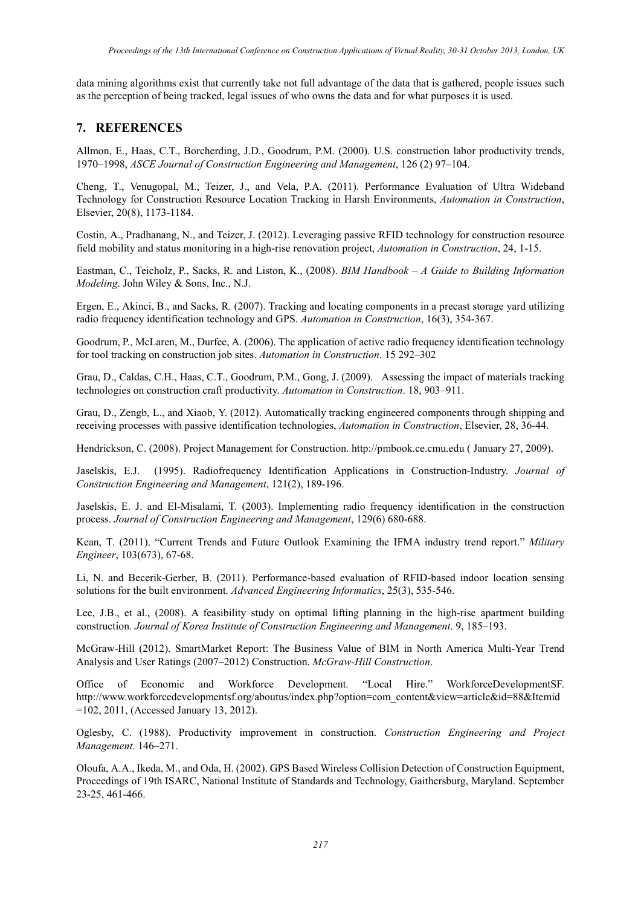data mining algorithms exist that currently take not full advantage of the data that is gathered, people issues such as the perception of being tracked, legal issues of who owns the data and for what purposes it is used.

## 7. REFERENCES

Allmon, E., Haas, C.T., Borcherding, J.D., Goodrum, P.M. (2000). U.S. construction labor productivity trends, 1970–1998, *ASCE Journal of Construction Engineering and Management*, 126 (2) 97–104.

Cheng, T., Venugopal, M., Teizer, J., and Vela, P.A. (2011). Performance Evaluation of Ultra Wideband Technology for Construction Resource Location Tracking in Harsh Environments, *Automation in Construction*, Elsevier, 20(8), 1173-1184.

Costin, A., Pradhanang, N., and Teizer, J. (2012). Leveraging passive RFID technology for construction resource field mobility and status monitoring in a high-rise renovation project, *Automation in Construction*, 24, 1-15.

Eastman, C., Teicholz, P., Sacks, R. and Liston, K., (2008). *BIM Handbook – A Guide to Building Information Modeling*. John Wiley & Sons, Inc., N.J.

Ergen, E., Akinci, B., and Sacks, R. (2007). Tracking and locating components in a precast storage yard utilizing radio frequency identification technology and GPS. *Automation in Construction*, 16(3), 354-367.

Goodrum, P., McLaren, M., Durfee, A. (2006). The application of active radio frequency identification technology for tool tracking on construction job sites. *Automation in Construction*. 15 292–302

Grau, D., Caldas, C.H., Haas, C.T., Goodrum, P.M., Gong, J. (2009). Assessing the impact of materials tracking technologies on construction craft productivity. *Automation in Construction*. 18, 903–911.

Grau, D., Zengb, L., and Xiaob, Y. (2012). Automatically tracking engineered components through shipping and receiving processes with passive identification technologies, *Automation in Construction*, Elsevier, 28, 36-44.

Hendrickson, C. (2008). Project Management for Construction. http://pmbook.ce.cmu.edu ( January 27, 2009).

Jaselskis, E.J. (1995). Radiofrequency Identification Applications in Construction-Industry. *Journal of Construction Engineering and Management*, 121(2), 189-196.

Jaselskis, E. J. and El-Misalami, T. (2003). Implementing radio frequency identification in the construction process. *Journal of Construction Engineering and Management*, 129(6) 680-688.

Kean, T. (2011). "Current Trends and Future Outlook Examining the IFMA industry trend report." *Military Engineer*, 103(673), 67-68.

Li, N. and Becerik-Gerber, B. (2011). Performance-based evaluation of RFID-based indoor location sensing solutions for the built environment. *Advanced Engineering Informatics*, 25(3), 535-546.

Lee, J.B., et al., (2008). A feasibility study on optimal lifting planning in the high-rise apartment building construction. *Journal of Korea Institute of Construction Engineering and Management*. 9, 185–193.

McGraw-Hill (2012). SmartMarket Report: The Business Value of BIM in North America Multi-Year Trend Analysis and User Ratings (2007–2012) Construction. *McGraw-Hill Construction*.

Office of Economic and Workforce Development. "Local Hire." WorkforceDevelopmentSF. http://www.workforcedevelopmentsf.org/aboutus/index.php?option=com_content&view=article&id=88&Itemid=102, 2011, (Accessed January 13, 2012).

Oglesby, C. (1988). Productivity improvement in construction. *Construction Engineering and Project Management*. 146–271.

Oloufa, A.A., Ikeda, M., and Oda, H. (2002). GPS Based Wireless Collision Detection of Construction Equipment, Proceedings of 19th ISARC, National Institute of Standards and Technology, Gaithersburg, Maryland. September 23-25, 461-466.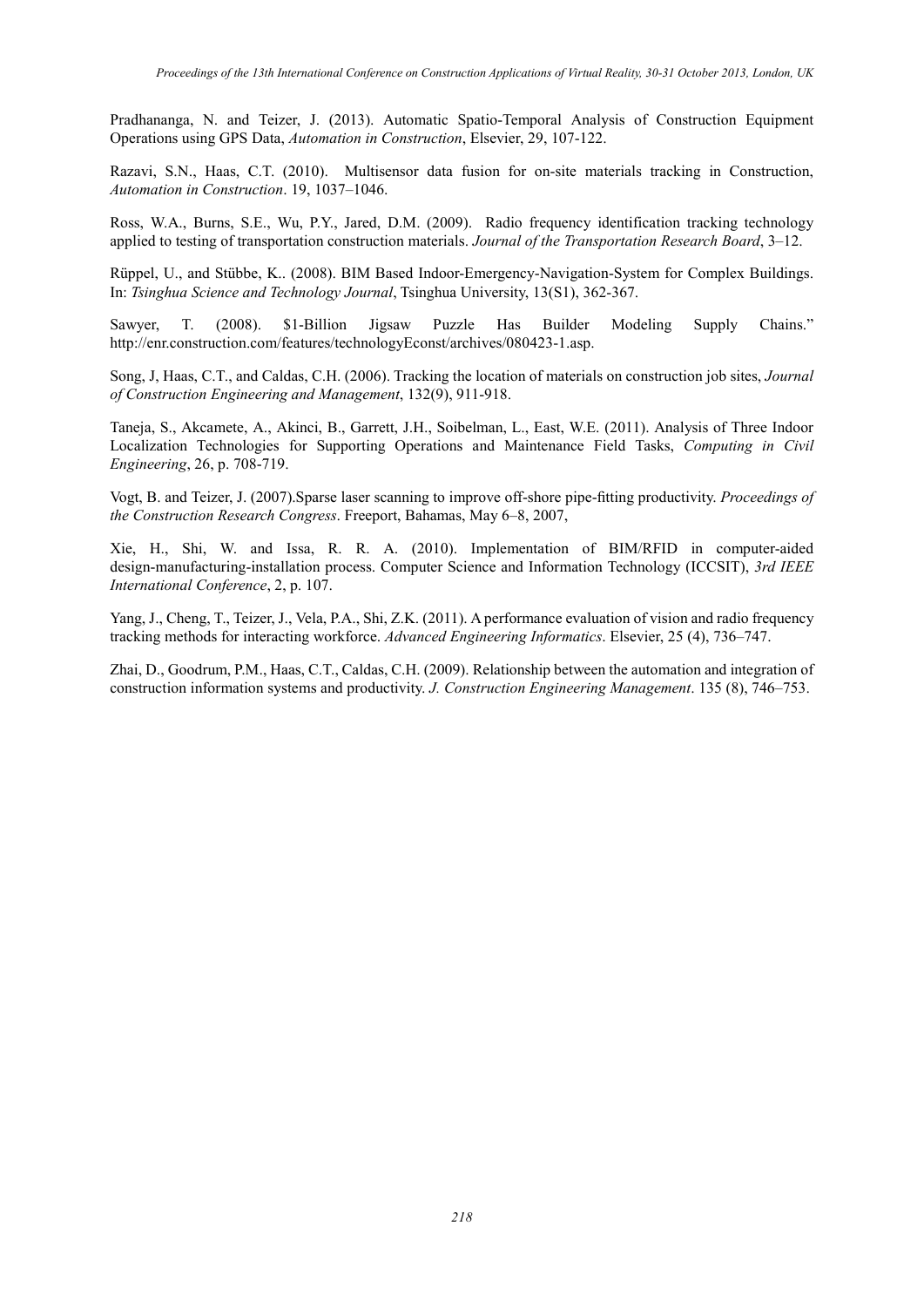Pradhananga, N. and Teizer, J. (2013). Automatic Spatio-Temporal Analysis of Construction Equipment Operations using GPS Data, *Automation in Construction*, Elsevier, 29, 107-122.

Razavi, S.N., Haas, C.T. (2010). Multisensor data fusion for on-site materials tracking in Construction, *Automation in Construction*. 19, 1037–1046.

Ross, W.A., Burns, S.E., Wu, P.Y., Jared, D.M. (2009). Radio frequency identification tracking technology applied to testing of transportation construction materials. *Journal of the Transportation Research Board*, 3–12.

Rüppel, U., and Stübbe, K.. (2008). BIM Based Indoor-Emergency-Navigation-System for Complex Buildings. In: *Tsinghua Science and Technology Journal*, Tsinghua University, 13(S1), 362-367.

Sawyer, T. (2008). $1-Billion Jigsaw Puzzle Has Builder Modeling Supply Chains." http://enr.construction.com/features/technologyEconst/archives/080423-1.asp.

Song, J, Haas, C.T., and Caldas, C.H. (2006). Tracking the location of materials on construction job sites, *Journal of Construction Engineering and Management*, 132(9), 911-918.

Taneja, S., Akcamete, A., Akinci, B., Garrett, J.H., Soibelman, L., East, W.E. (2011). Analysis of Three Indoor Localization Technologies for Supporting Operations and Maintenance Field Tasks, *Computing in Civil Engineering*, 26, p. 708-719.

Vogt, B. and Teizer, J. (2007).Sparse laser scanning to improve off-shore pipe-fitting productivity. *Proceedings of the Construction Research Congress*. Freeport, Bahamas, May 6–8, 2007,

Xie, H., Shi, W. and Issa, R. R. A. (2010). Implementation of BIM/RFID in computer-aided design-manufacturing-installation process. Computer Science and Information Technology (ICCSIT), *3rd IEEE International Conference*, 2, p. 107.

Yang, J., Cheng, T., Teizer, J., Vela, P.A., Shi, Z.K. (2011). A performance evaluation of vision and radio frequency tracking methods for interacting workforce. *Advanced Engineering Informatics*. Elsevier, 25 (4), 736–747.

Zhai, D., Goodrum, P.M., Haas, C.T., Caldas, C.H. (2009). Relationship between the automation and integration of construction information systems and productivity. *J. Construction Engineering Management*. 135 (8), 746–753.